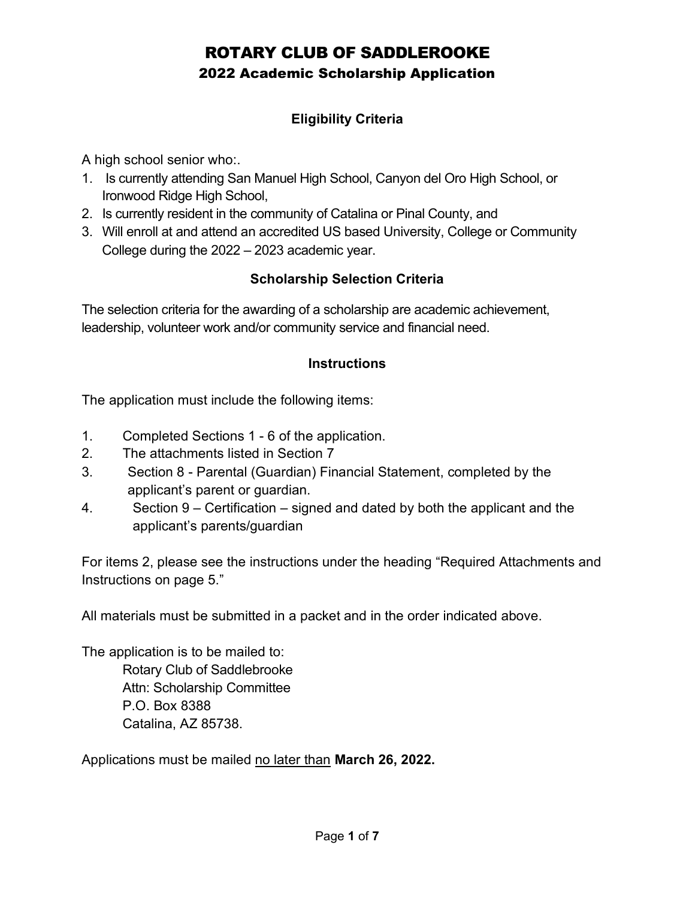# ROTARY CLUB OF SADDLEROOKE

## 2022 Academic Scholarship Application

### Eligibility Criteria

A high school senior who:.

1. Is currently attending San Manuel High School, Canyon del Oro High School, or Ironwood Ridge High School,
2. Is currently resident in the community of Catalina or Pinal County, and
3. Will enroll at and attend an accredited US based University, College or Community College during the 2022 – 2023 academic year.

### Scholarship Selection Criteria

The selection criteria for the awarding of a scholarship are academic achievement, leadership, volunteer work and/or community service and financial need.

### Instructions

The application must include the following items:

1. Completed Sections 1 - 6 of the application.
2. The attachments listed in Section 7
3. Section 8 - Parental (Guardian) Financial Statement, completed by the applicant's parent or guardian.
4. Section 9 – Certification – signed and dated by both the applicant and the applicant's parents/guardian

For items 2, please see the instructions under the heading "Required Attachments and Instructions on page 5."

All materials must be submitted in a packet and in the order indicated above.

The application is to be mailed to:

Rotary Club of Saddlebrooke
Attn: Scholarship Committee
P.O. Box 8388
Catalina, AZ 85738.

Applications must be mailed <u>no later than</u> **March 26, 2022.**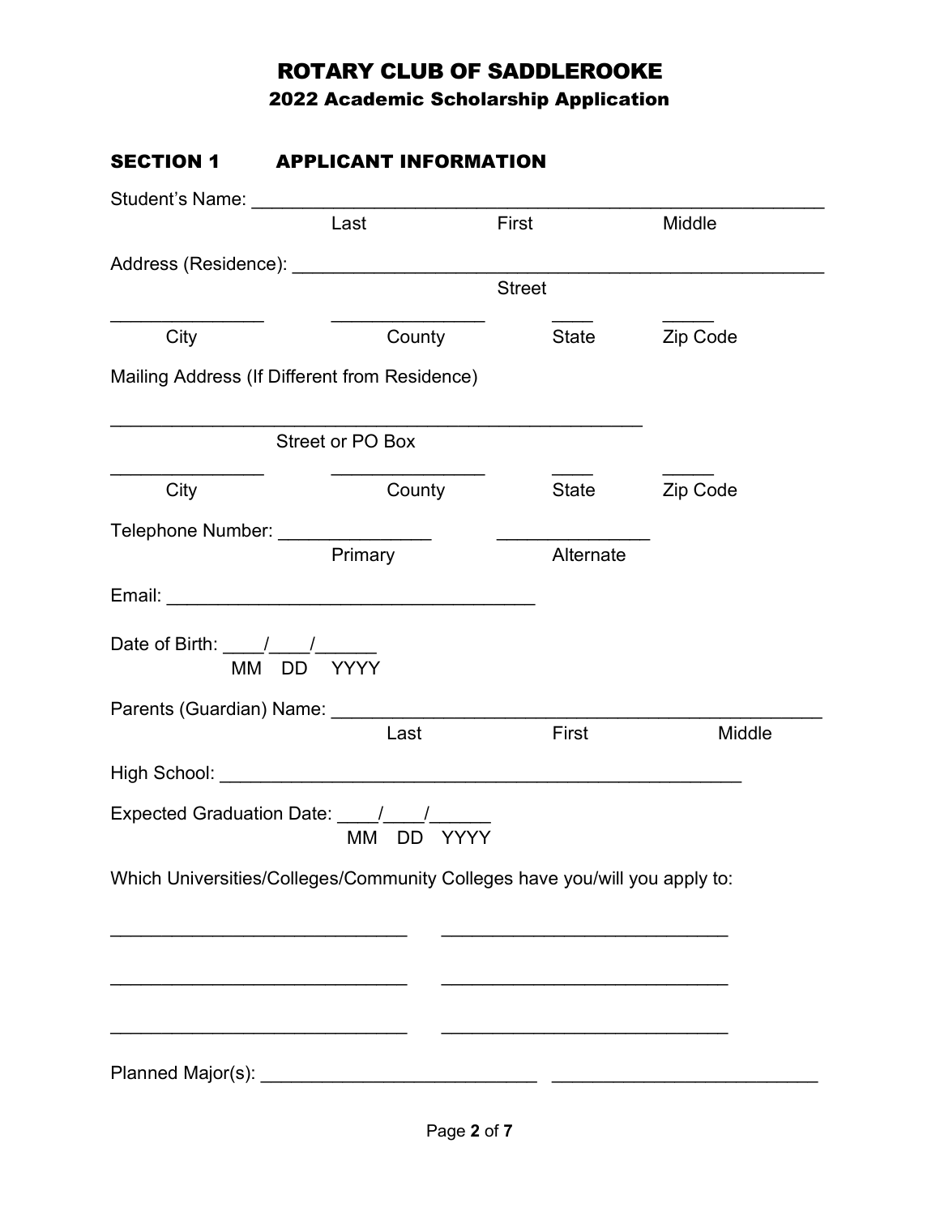# ROTARY CLUB OF SADDLEROOKE

## 2022 Academic Scholarship Application

### SECTION 1 APPLICANT INFORMATION

Student's Name: ____________________________________________________________
Last First Middle

Address (Residence): ________________________________________________________
Street

_______________ _______________ ____ _____
City County State Zip Code

Mailing Address (If Different from Residence)

_____________________________________________________
Street or PO Box

_______________ _______________ ____ _____
City County State Zip Code

Telephone Number: _______________ _______________
Primary Alternate

Email: ____________________________________

Date of Birth: ____/____/______
MM DD YYYY

Parents (Guardian) Name: ____________________________________________________
Last First Middle

High School: ____________________________________________________

Expected Graduation Date: ____/____/______
MM DD YYYY

Which Universities/Colleges/Community Colleges have you/will you apply to:

______________________________ _____________________________

______________________________ _____________________________

______________________________ _____________________________

Planned Major(s): ___________________________ __________________________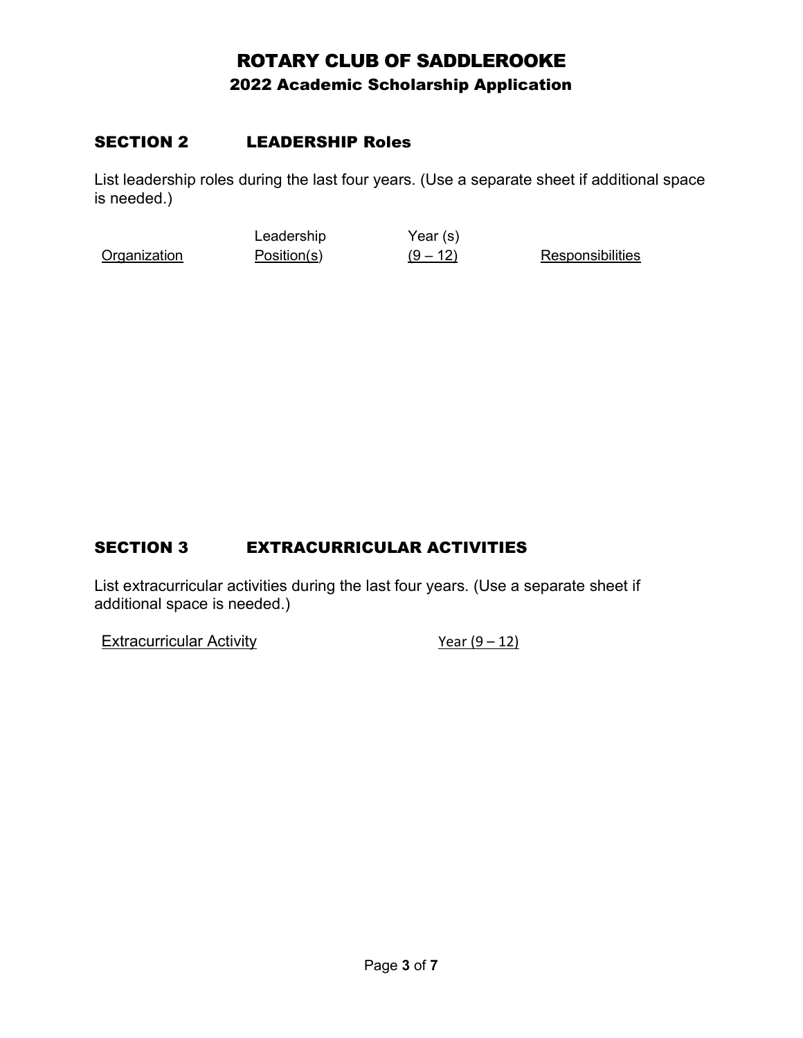# ROTARY CLUB OF SADDLEROOKE

## 2022 Academic Scholarship Application

### SECTION 2 LEADERSHIP Roles

List leadership roles during the last four years. (Use a separate sheet if additional space is needed.)

| Organization | Leadership Position(s) | Year (s) (9 – 12) | Responsibilities |
| --- | --- | --- | --- |
| | | | |

### SECTION 3 EXTRACURRICULAR ACTIVITIES

List extracurricular activities during the last four years. (Use a separate sheet if additional space is needed.)

| Extracurricular Activity | Year (9 – 12) |
| --- | --- |
| | |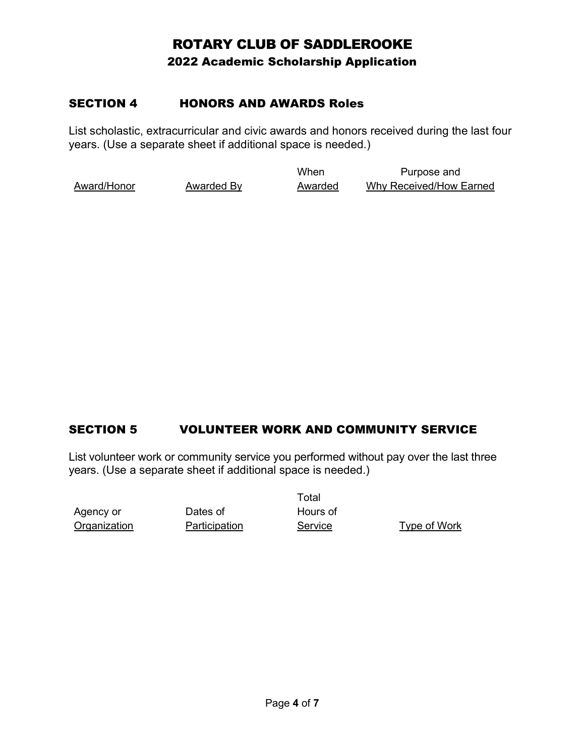# ROTARY CLUB OF SADDLEROOKE

## 2022 Academic Scholarship Application

### SECTION 4 HONORS AND AWARDS Roles

List scholastic, extracurricular and civic awards and honors received during the last four years. (Use a separate sheet if additional space is needed.)

| Award/Honor | Awarded By | When Awarded | Purpose and Why Received/How Earned |
| --- | --- | --- | --- |

### SECTION 5 VOLUNTEER WORK AND COMMUNITY SERVICE

List volunteer work or community service you performed without pay over the last three years. (Use a separate sheet if additional space is needed.)

| Agency or Organization | Dates of Participation | Total Hours of Service | Type of Work |
| --- | --- | --- | --- |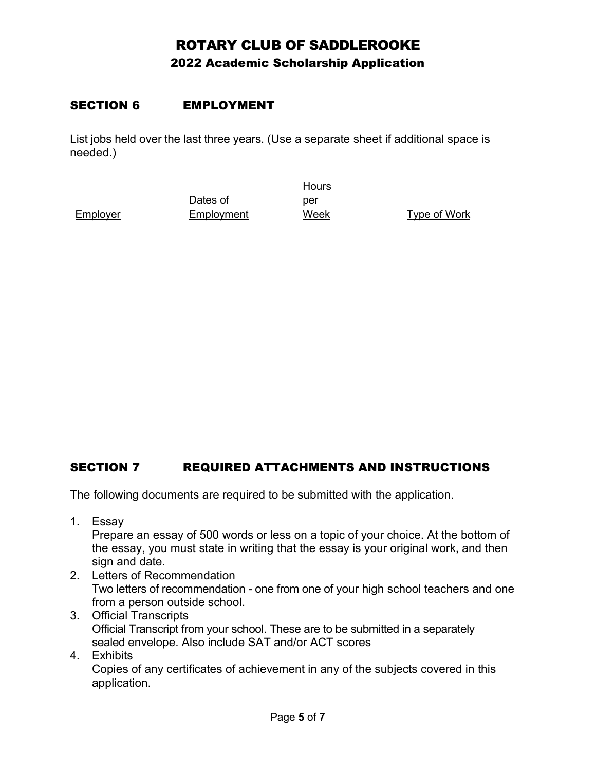# ROTARY CLUB OF SADDLEROOKE

## 2022 Academic Scholarship Application

### SECTION 6 EMPLOYMENT

List jobs held over the last three years. (Use a separate sheet if additional space is needed.)

| Employer | Dates of Employment | Hours per Week | Type of Work |
|---|---|---|---|
| | | | |

### SECTION 7 REQUIRED ATTACHMENTS AND INSTRUCTIONS

The following documents are required to be submitted with the application.

1. Essay
   Prepare an essay of 500 words or less on a topic of your choice. At the bottom of the essay, you must state in writing that the essay is your original work, and then sign and date.
2. Letters of Recommendation
   Two letters of recommendation - one from one of your high school teachers and one from a person outside school.
3. Official Transcripts
   Official Transcript from your school. These are to be submitted in a separately sealed envelope. Also include SAT and/or ACT scores
4. Exhibits
   Copies of any certificates of achievement in any of the subjects covered in this application.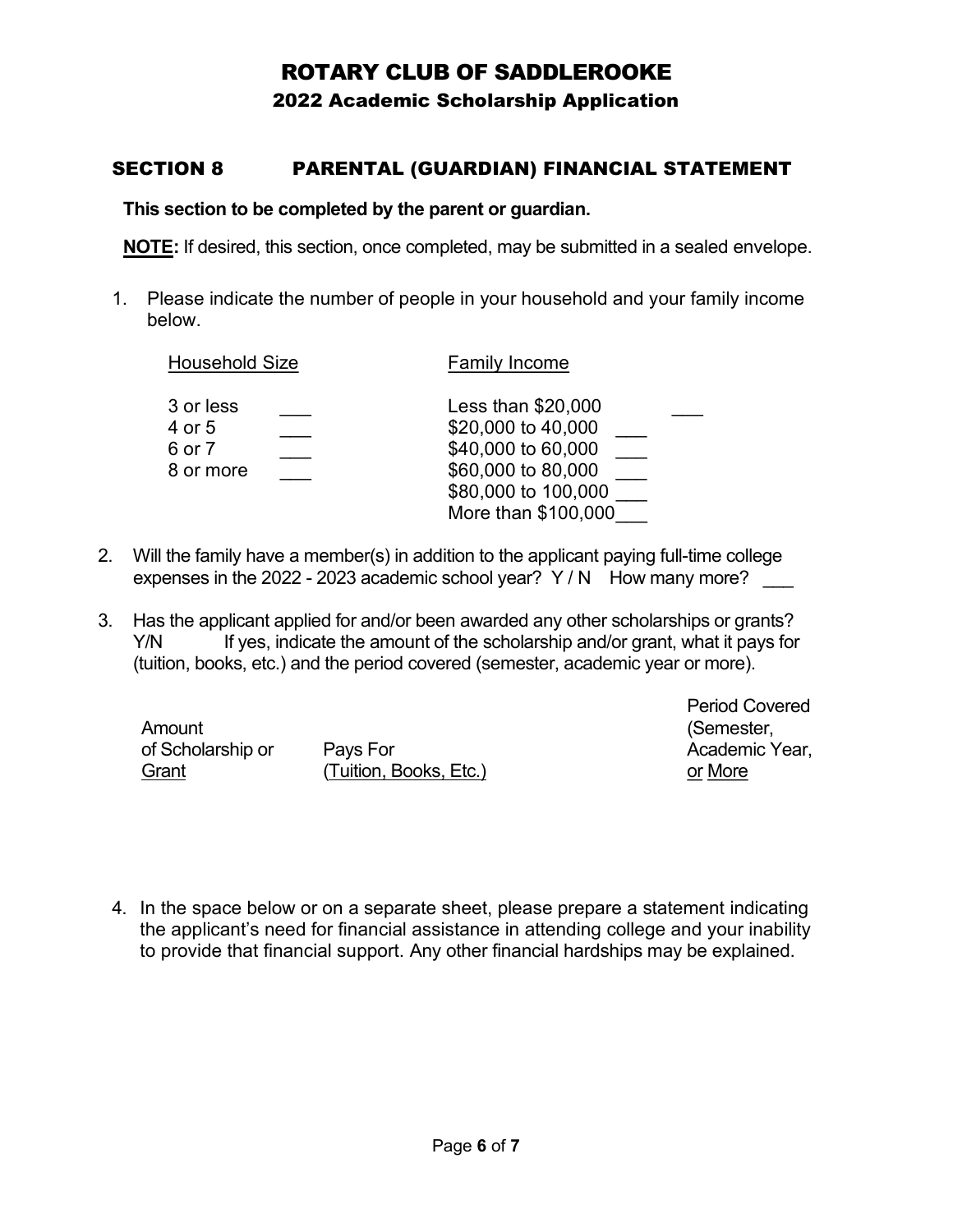# ROTARY CLUB OF SADDLEROOKE

## 2022 Academic Scholarship Application

### SECTION 8 PARENTAL (GUARDIAN) FINANCIAL STATEMENT

**This section to be completed by the parent or guardian.**

**NOTE:** If desired, this section, once completed, may be submitted in a sealed envelope.

1. Please indicate the number of people in your household and your family income below.

| Household Size | | Family Income | |
|---|---|---|---|
| 3 or less | ___ | Less than $20,000 | ___ |
| 4 or 5 | ___ | $20,000 to 40,000 | ___ |
| 6 or 7 | ___ | $40,000 to 60,000 | ___ |
| 8 or more | ___ | $60,000 to 80,000 | ___ |
| | | $80,000 to 100,000 | ___ |
| | | More than $100,000 | ___ |

2. Will the family have a member(s) in addition to the applicant paying full-time college expenses in the 2022 - 2023 academic school year? Y / N How many more? ___

3. Has the applicant applied for and/or been awarded any other scholarships or grants? Y/N If yes, indicate the amount of the scholarship and/or grant, what it pays for (tuition, books, etc.) and the period covered (semester, academic year or more).

| Amount of Scholarship or Grant | Pays For (Tuition, Books, Etc.) | Period Covered (Semester, Academic Year, or More |
|---|---|---|
| | | |

4. In the space below or on a separate sheet, please prepare a statement indicating the applicant's need for financial assistance in attending college and your inability to provide that financial support. Any other financial hardships may be explained.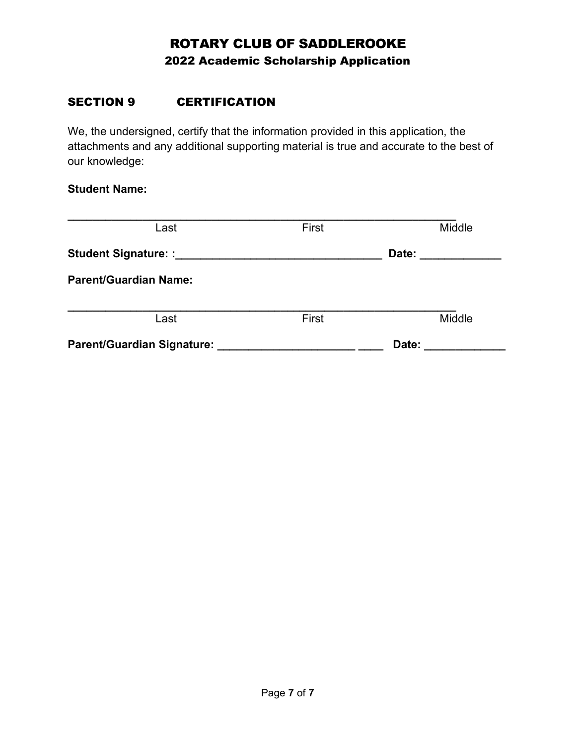# ROTARY CLUB OF SADDLEROOKE

## 2022 Academic Scholarship Application

### SECTION 9 CERTIFICATION

We, the undersigned, certify that the information provided in this application, the attachments and any additional supporting material is true and accurate to the best of our knowledge:

**Student Name:**

_______________________________________________________________

Last First Middle

**Student Signature: :_________________________________ Date: _____________**

**Parent/Guardian Name:**

_______________________________________________________________

Last First Middle

**Parent/Guardian Signature: ______________________ ____ Date: _____________**